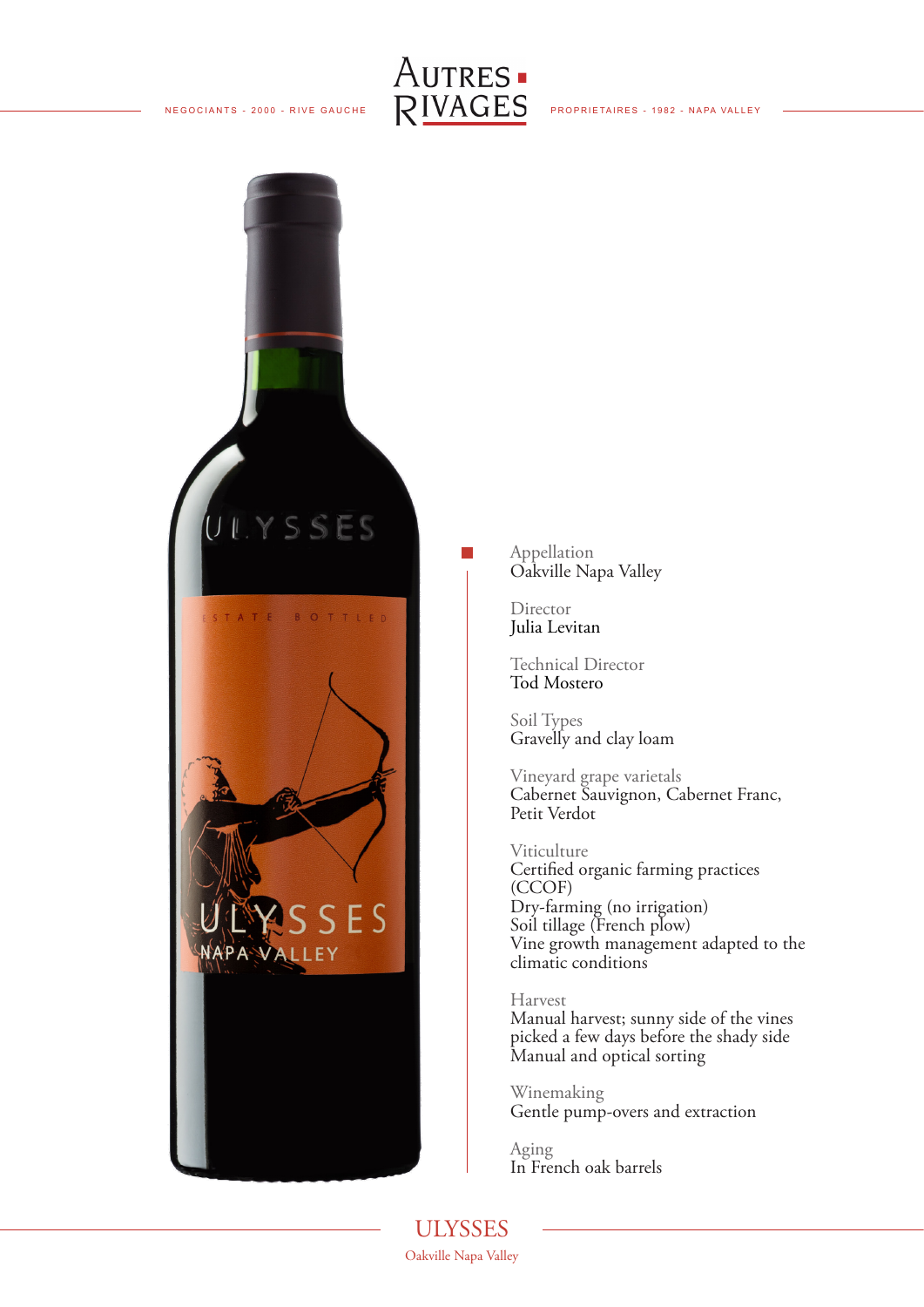# AUTRES RIVAGES

NEGOCIANTS - 2000 - RIVE GAUCHE

PROPRIETAIRES - 1982 - NAPA VALLEY

Appellation
Oakville Napa Valley

Director
Julia Levitan

Technical Director
Tod Mostero

Soil Types
Gravelly and clay loam

Vineyard grape varietals
Cabernet Sauvignon, Cabernet Franc, Petit Verdot

Viticulture
Certified organic farming practices (CCOF)
Dry-farming (no irrigation)
Soil tillage (French plow)
Vine growth management adapted to the climatic conditions

Harvest
Manual harvest; sunny side of the vines picked a few days before the shady side
Manual and optical sorting

Winemaking
Gentle pump-overs and extraction

Aging
In French oak barrels

## ULYSSES

Oakville Napa Valley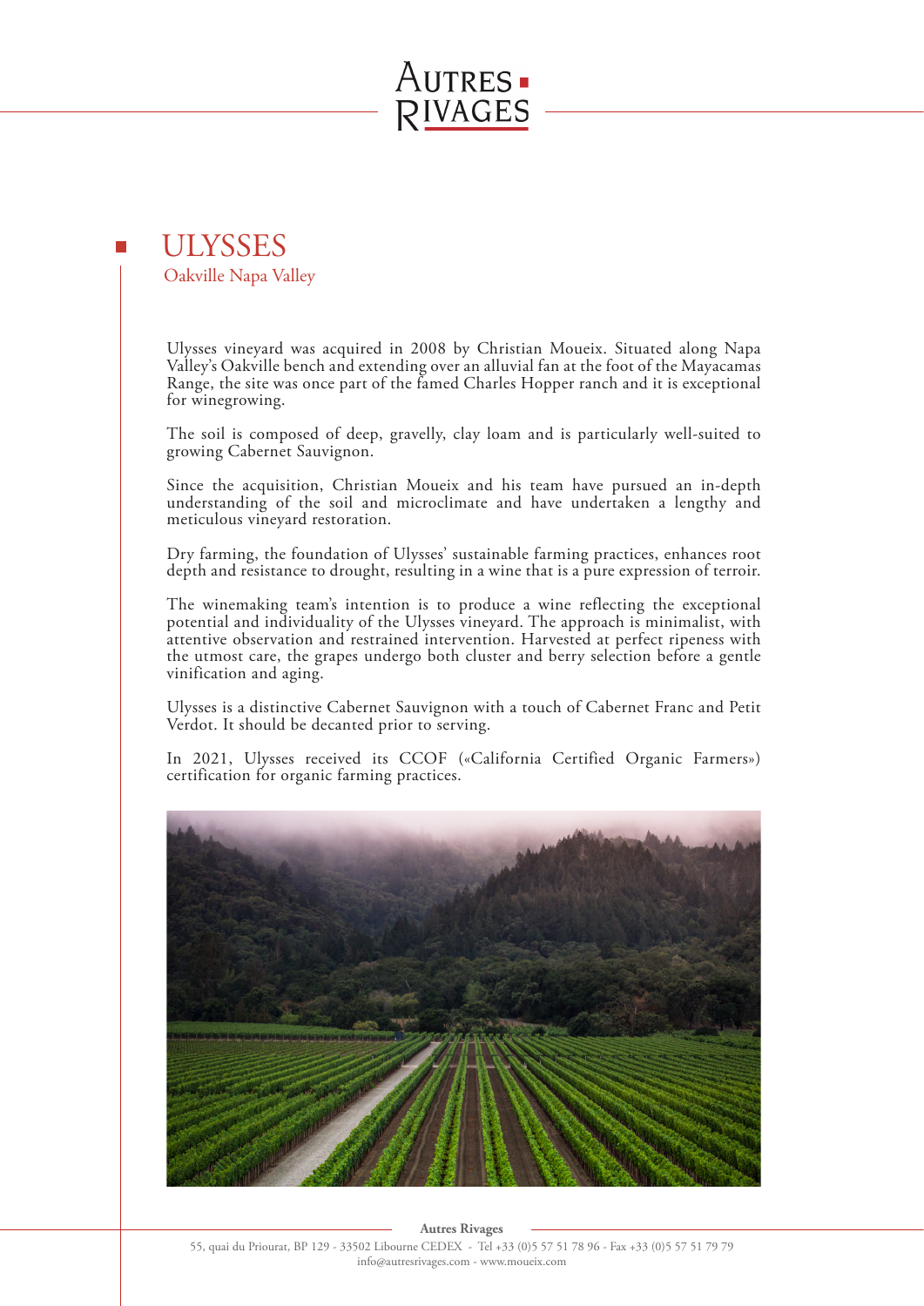# ULYSSES

Oakville Napa Valley

Ulysses vineyard was acquired in 2008 by Christian Moueix. Situated along Napa Valley's Oakville bench and extending over an alluvial fan at the foot of the Mayacamas Range, the site was once part of the famed Charles Hopper ranch and it is exceptional for winegrowing.

The soil is composed of deep, gravelly, clay loam and is particularly well-suited to growing Cabernet Sauvignon.

Since the acquisition, Christian Moueix and his team have pursued an in-depth understanding of the soil and microclimate and have undertaken a lengthy and meticulous vineyard restoration.

Dry farming, the foundation of Ulysses' sustainable farming practices, enhances root depth and resistance to drought, resulting in a wine that is a pure expression of terroir.

The winemaking team's intention is to produce a wine reflecting the exceptional potential and individuality of the Ulysses vineyard. The approach is minimalist, with attentive observation and restrained intervention. Harvested at perfect ripeness with the utmost care, the grapes undergo both cluster and berry selection before a gentle vinification and aging.

Ulysses is a distinctive Cabernet Sauvignon with a touch of Cabernet Franc and Petit Verdot. It should be decanted prior to serving.

In 2021, Ulysses received its CCOF («California Certified Organic Farmers») certification for organic farming practices.

**Autres Rivages**

55, quai du Priourat, BP 129 - 33502 Libourne CEDEX - Tel +33 (0)5 57 51 78 96 - Fax +33 (0)5 57 51 79 79
info@autresrivages.com - www.moueix.com